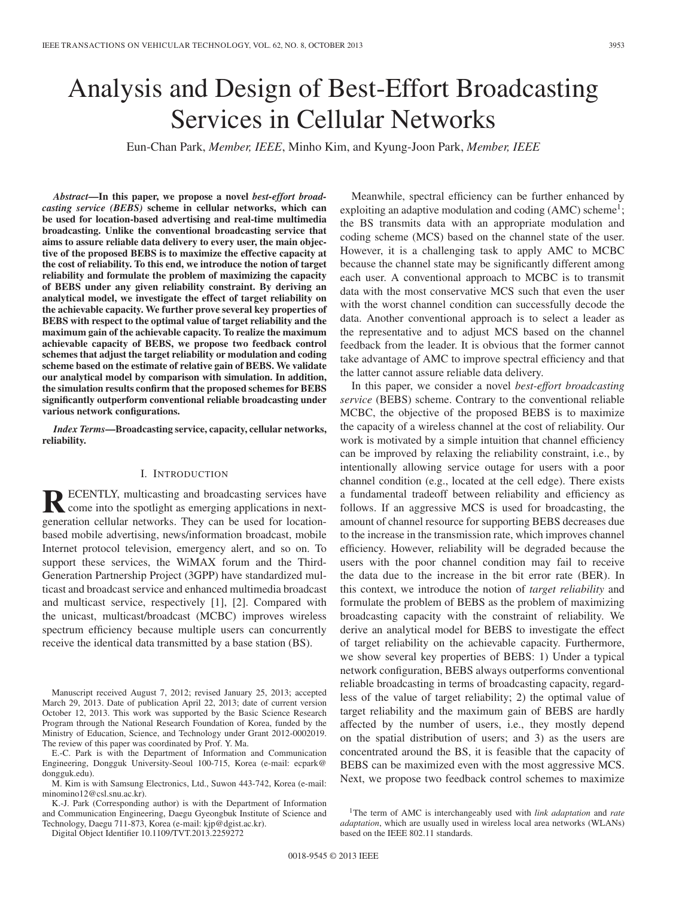# Analysis and Design of Best-Effort Broadcasting Services in Cellular Networks

Eun-Chan Park, *Member, IEEE*, Minho Kim, and Kyung-Joon Park, *Member, IEEE*

***Abstract*—In this paper, we propose a novel *best-effort broadcasting service (BEBS)* scheme in cellular networks, which can be used for location-based advertising and real-time multimedia broadcasting. Unlike the conventional broadcasting service that aims to assure reliable data delivery to every user, the main objective of the proposed BEBS is to maximize the effective capacity at the cost of reliability. To this end, we introduce the notion of target reliability and formulate the problem of maximizing the capacity of BEBS under any given reliability constraint. By deriving an analytical model, we investigate the effect of target reliability on the achievable capacity. We further prove several key properties of BEBS with respect to the optimal value of target reliability and the maximum gain of the achievable capacity. To realize the maximum achievable capacity of BEBS, we propose two feedback control schemes that adjust the target reliability or modulation and coding scheme based on the estimate of relative gain of BEBS. We validate our analytical model by comparison with simulation. In addition, the simulation results confirm that the proposed schemes for BEBS significantly outperform conventional reliable broadcasting under various network configurations.**

***Index Terms*—Broadcasting service, capacity, cellular networks, reliability.**

## I. Introduction

Recently, multicasting and broadcasting services have come into the spotlight as emerging applications in next-generation cellular networks. They can be used for location-based mobile advertising, news/information broadcast, mobile Internet protocol television, emergency alert, and so on. To support these services, the WiMAX forum and the Third-Generation Partnership Project (3GPP) have standardized multicast and broadcast service and enhanced multimedia broadcast and multicast service, respectively [1], [2]. Compared with the unicast, multicast/broadcast (MCBC) improves wireless spectrum efficiency because multiple users can concurrently receive the identical data transmitted by a base station (BS).

Meanwhile, spectral efficiency can be further enhanced by exploiting an adaptive modulation and coding (AMC) scheme[1]; the BS transmits data with an appropriate modulation and coding scheme (MCS) based on the channel state of the user. However, it is a challenging task to apply AMC to MCBC because the channel state may be significantly different among each user. A conventional approach to MCBC is to transmit data with the most conservative MCS such that even the user with the worst channel condition can successfully decode the data. Another conventional approach is to select a leader as the representative and to adjust MCS based on the channel feedback from the leader. It is obvious that the former cannot take advantage of AMC to improve spectral efficiency and that the latter cannot assure reliable data delivery.

In this paper, we consider a novel *best-effort broadcasting service* (BEBS) scheme. Contrary to the conventional reliable MCBC, the objective of the proposed BEBS is to maximize the capacity of a wireless channel at the cost of reliability. Our work is motivated by a simple intuition that channel efficiency can be improved by relaxing the reliability constraint, i.e., by intentionally allowing service outage for users with a poor channel condition (e.g., located at the cell edge). There exists a fundamental tradeoff between reliability and efficiency as follows. If an aggressive MCS is used for broadcasting, the amount of channel resource for supporting BEBS decreases due to the increase in the transmission rate, which improves channel efficiency. However, reliability will be degraded because the users with the poor channel condition may fail to receive the data due to the increase in the bit error rate (BER). In this context, we introduce the notion of *target reliability* and formulate the problem of BEBS as the problem of maximizing broadcasting capacity with the constraint of reliability. We derive an analytical model for BEBS to investigate the effect of target reliability on the achievable capacity. Furthermore, we show several key properties of BEBS: 1) Under a typical network configuration, BEBS always outperforms conventional reliable broadcasting in terms of broadcasting capacity, regardless of the value of target reliability; 2) the optimal value of target reliability and the maximum gain of BEBS are hardly affected by the number of users, i.e., they mostly depend on the spatial distribution of users; and 3) as the users are concentrated around the BS, it is feasible that the capacity of BEBS can be maximized even with the most aggressive MCS. Next, we propose two feedback control schemes to maximize

---

Manuscript received August 7, 2012; revised January 25, 2013; accepted March 29, 2013. Date of publication April 22, 2013; date of current version October 12, 2013. This work was supported by the Basic Science Research Program through the National Research Foundation of Korea, funded by the Ministry of Education, Science, and Technology under Grant 2012-0002019. The review of this paper was coordinated by Prof. Y. Ma.

E.-C. Park is with the Department of Information and Communication Engineering, Dongguk University-Seoul 100-715, Korea (e-mail: ecpark@dongguk.edu).

M. Kim is with Samsung Electronics, Ltd., Suwon 443-742, Korea (e-mail: minomino12@csl.snu.ac.kr).

K.-J. Park (Corresponding author) is with the Department of Information and Communication Engineering, Daegu Gyeongbuk Institute of Science and Technology, Daegu 711-873, Korea (e-mail: kjp@dgist.ac.kr).

Digital Object Identifier 10.1109/TVT.2013.2259272

[1]The term of AMC is interchangeably used with *link adaptation* and *rate adaptation*, which are usually used in wireless local area networks (WLANs) based on the IEEE 802.11 standards.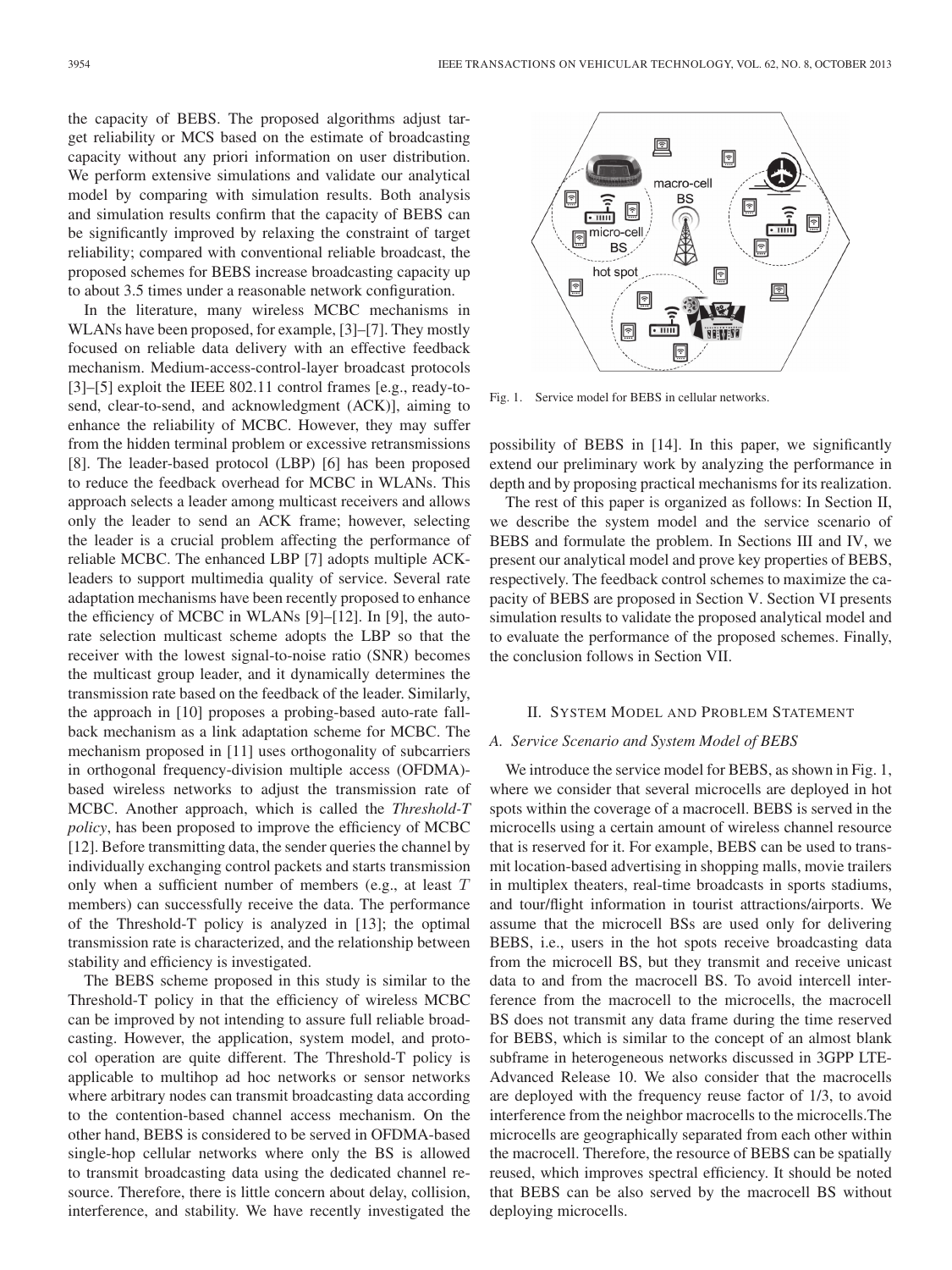the capacity of BEBS. The proposed algorithms adjust target reliability or MCS based on the estimate of broadcasting capacity without any priori information on user distribution. We perform extensive simulations and validate our analytical model by comparing with simulation results. Both analysis and simulation results confirm that the capacity of BEBS can be significantly improved by relaxing the constraint of target reliability; compared with conventional reliable broadcast, the proposed schemes for BEBS increase broadcasting capacity up to about 3.5 times under a reasonable network configuration.

In the literature, many wireless MCBC mechanisms in WLANs have been proposed, for example, [3]–[7]. They mostly focused on reliable data delivery with an effective feedback mechanism. Medium-access-control-layer broadcast protocols [3]–[5] exploit the IEEE 802.11 control frames [e.g., ready-to-send, clear-to-send, and acknowledgment (ACK)], aiming to enhance the reliability of MCBC. However, they may suffer from the hidden terminal problem or excessive retransmissions [8]. The leader-based protocol (LBP) [6] has been proposed to reduce the feedback overhead for MCBC in WLANs. This approach selects a leader among multicast receivers and allows only the leader to send an ACK frame; however, selecting the leader is a crucial problem affecting the performance of reliable MCBC. The enhanced LBP [7] adopts multiple ACK-leaders to support multimedia quality of service. Several rate adaptation mechanisms have been recently proposed to enhance the efficiency of MCBC in WLANs [9]–[12]. In [9], the auto-rate selection multicast scheme adopts the LBP so that the receiver with the lowest signal-to-noise ratio (SNR) becomes the multicast group leader, and it dynamically determines the transmission rate based on the feedback of the leader. Similarly, the approach in [10] proposes a probing-based auto-rate fallback mechanism as a link adaptation scheme for MCBC. The mechanism proposed in [11] uses orthogonality of subcarriers in orthogonal frequency-division multiple access (OFDMA)-based wireless networks to adjust the transmission rate of MCBC. Another approach, which is called the *Threshold-T policy*, has been proposed to improve the efficiency of MCBC [12]. Before transmitting data, the sender queries the channel by individually exchanging control packets and starts transmission only when a sufficient number of members (e.g., at least $T$ members) can successfully receive the data. The performance of the Threshold-T policy is analyzed in [13]; the optimal transmission rate is characterized, and the relationship between stability and efficiency is investigated.

The BEBS scheme proposed in this study is similar to the Threshold-T policy in that the efficiency of wireless MCBC can be improved by not intending to assure full reliable broadcasting. However, the application, system model, and protocol operation are quite different. The Threshold-T policy is applicable to multihop ad hoc networks or sensor networks where arbitrary nodes can transmit broadcasting data according to the contention-based channel access mechanism. On the other hand, BEBS is considered to be served in OFDMA-based single-hop cellular networks where only the BS is allowed to transmit broadcasting data using the dedicated channel resource. Therefore, there is little concern about delay, collision, interference, and stability. We have recently investigated the possibility of BEBS in [14]. In this paper, we significantly extend our preliminary work by analyzing the performance in depth and by proposing practical mechanisms for its realization.

Fig. 1. Service model for BEBS in cellular networks.

The rest of this paper is organized as follows: In Section II, we describe the system model and the service scenario of BEBS and formulate the problem. In Sections III and IV, we present our analytical model and prove key properties of BEBS, respectively. The feedback control schemes to maximize the capacity of BEBS are proposed in Section V. Section VI presents simulation results to validate the proposed analytical model and to evaluate the performance of the proposed schemes. Finally, the conclusion follows in Section VII.

## II. System Model and Problem Statement

### A. Service Scenario and System Model of BEBS

We introduce the service model for BEBS, as shown in Fig. 1, where we consider that several microcells are deployed in hot spots within the coverage of a macrocell. BEBS is served in the microcells using a certain amount of wireless channel resource that is reserved for it. For example, BEBS can be used to transmit location-based advertising in shopping malls, movie trailers in multiplex theaters, real-time broadcasts in sports stadiums, and tour/flight information in tourist attractions/airports. We assume that the microcell BSs are used only for delivering BEBS, i.e., users in the hot spots receive broadcasting data from the microcell BS, but they transmit and receive unicast data to and from the macrocell BS. To avoid intercell interference from the macrocell to the microcells, the macrocell BS does not transmit any data frame during the time reserved for BEBS, which is similar to the concept of an almost blank subframe in heterogeneous networks discussed in 3GPP LTE-Advanced Release 10. We also consider that the macrocells are deployed with the frequency reuse factor of 1/3, to avoid interference from the neighbor macrocells to the microcells.The microcells are geographically separated from each other within the macrocell. Therefore, the resource of BEBS can be spatially reused, which improves spectral efficiency. It should be noted that BEBS can be also served by the macrocell BS without deploying microcells.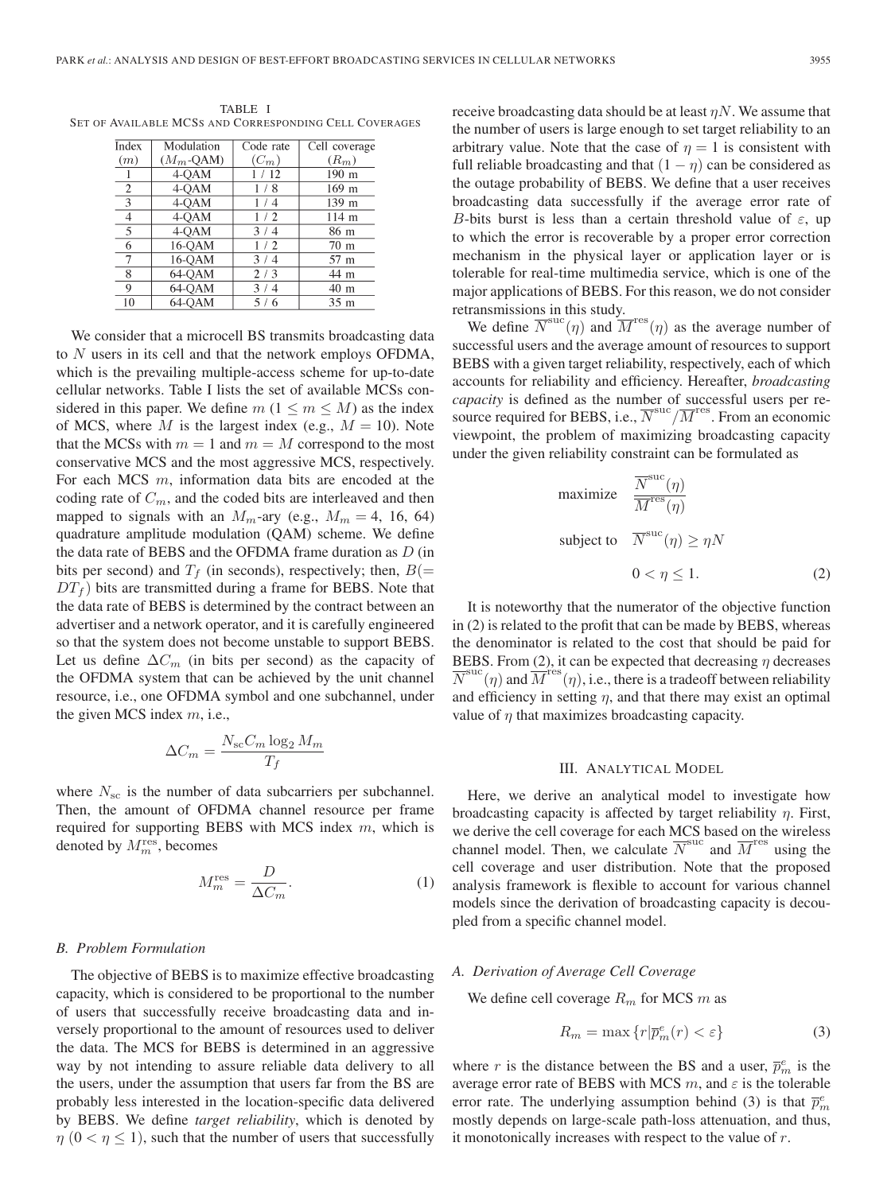TABLE I
SET OF AVAILABLE MCSS AND CORRESPONDING CELL COVERAGES

| Index ($m$) | Modulation ($M_m$-QAM) | Code rate ($C_m$) | Cell coverage ($R_m$) |
|---|---|---|---|
| 1 | 4-QAM | 1 / 12 | 190 m |
| 2 | 4-QAM | 1 / 8 | 169 m |
| 3 | 4-QAM | 1 / 4 | 139 m |
| 4 | 4-QAM | 1 / 2 | 114 m |
| 5 | 4-QAM | 3 / 4 | 86 m |
| 6 | 16-QAM | 1 / 2 | 70 m |
| 7 | 16-QAM | 3 / 4 | 57 m |
| 8 | 64-QAM | 2 / 3 | 44 m |
| 9 | 64-QAM | 3 / 4 | 40 m |
| 10 | 64-QAM | 5 / 6 | 35 m |

We consider that a microcell BS transmits broadcasting data to $N$ users in its cell and that the network employs OFDMA, which is the prevailing multiple-access scheme for up-to-date cellular networks. Table I lists the set of available MCSs considered in this paper. We define $m$ ($1 \leq m \leq M$) as the index of MCS, where $M$ is the largest index (e.g., $M = 10$). Note that the MCSs with $m = 1$ and $m = M$ correspond to the most conservative MCS and the most aggressive MCS, respectively. For each MCS $m$, information data bits are encoded at the coding rate of $C_m$, and the coded bits are interleaved and then mapped to signals with an $M_m$-ary (e.g., $M_m = 4$, 16, 64) quadrature amplitude modulation (QAM) scheme. We define the data rate of BEBS and the OFDMA frame duration as $D$ (in bits per second) and $T_f$ (in seconds), respectively; then, $B(= DT_f)$ bits are transmitted during a frame for BEBS. Note that the data rate of BEBS is determined by the contract between an advertiser and a network operator, and it is carefully engineered so that the system does not become unstable to support BEBS. Let us define $\Delta C_m$ (in bits per second) as the capacity of the OFDMA system that can be achieved by the unit channel resource, i.e., one OFDMA symbol and one subchannel, under the given MCS index $m$, i.e.,

$$\Delta C_m = \frac{N_{\mathrm{sc}} C_m \log_2 M_m}{T_f}$$

where $N_{\mathrm{sc}}$ is the number of data subcarriers per subchannel. Then, the amount of OFDMA channel resource per frame required for supporting BEBS with MCS index $m$, which is denoted by $M_m^{\mathrm{res}}$, becomes

$$M_m^{\mathrm{res}} = \frac{D}{\Delta C_m}. \tag{1}$$

### B. Problem Formulation

The objective of BEBS is to maximize effective broadcasting capacity, which is considered to be proportional to the number of users that successfully receive broadcasting data and inversely proportional to the amount of resources used to deliver the data. The MCS for BEBS is determined in an aggressive way by not intending to assure reliable data delivery to all the users, under the assumption that users far from the BS are probably less interested in the location-specific data delivered by BEBS. We define *target reliability*, which is denoted by $\eta$ ($0 < \eta \leq 1$), such that the number of users that successfully receive broadcasting data should be at least $\eta N$. We assume that the number of users is large enough to set target reliability to an arbitrary value. Note that the case of $\eta = 1$ is consistent with full reliable broadcasting and that $(1 - \eta)$ can be considered as the outage probability of BEBS. We define that a user receives broadcasting data successfully if the average error rate of $B$-bits burst is less than a certain threshold value of $\varepsilon$, up to which the error is recoverable by a proper error correction mechanism in the physical layer or application layer or is tolerable for real-time multimedia service, which is one of the major applications of BEBS. For this reason, we do not consider retransmissions in this study.

We define $\overline{N}^{\mathrm{suc}}(\eta)$ and $\overline{M}^{\mathrm{res}}(\eta)$ as the average number of successful users and the average amount of resources to support BEBS with a given target reliability, respectively, each of which accounts for reliability and efficiency. Hereafter, *broadcasting capacity* is defined as the number of successful users per resource required for BEBS, i.e., $\overline{N}^{\mathrm{suc}}/\overline{M}^{\mathrm{res}}$. From an economic viewpoint, the problem of maximizing broadcasting capacity under the given reliability constraint can be formulated as

$$\begin{aligned} \text{maximize} \quad & \frac{\overline{N}^{\mathrm{suc}}(\eta)}{\overline{M}^{\mathrm{res}}(\eta)} \\ \text{subject to} \quad & \overline{N}^{\mathrm{suc}}(\eta) \geq \eta N \\ & 0 < \eta \leq 1. \end{aligned} \tag{2}$$

It is noteworthy that the numerator of the objective function in (2) is related to the profit that can be made by BEBS, whereas the denominator is related to the cost that should be paid for BEBS. From (2), it can be expected that decreasing $\eta$ decreases $\overline{N}^{\mathrm{suc}}(\eta)$ and $\overline{M}^{\mathrm{res}}(\eta)$, i.e., there is a tradeoff between reliability and efficiency in setting $\eta$, and that there may exist an optimal value of $\eta$ that maximizes broadcasting capacity.

## III. Analytical Model

Here, we derive an analytical model to investigate how broadcasting capacity is affected by target reliability $\eta$. First, we derive the cell coverage for each MCS based on the wireless channel model. Then, we calculate $\overline{N}^{\mathrm{suc}}$ and $\overline{M}^{\mathrm{res}}$ using the cell coverage and user distribution. Note that the proposed analysis framework is flexible to account for various channel models since the derivation of broadcasting capacity is decoupled from a specific channel model.

### A. Derivation of Average Cell Coverage

We define cell coverage $R_m$ for MCS $m$ as

$$R_m = \max\left\{r \middle| \overline{p}_m^e(r) < \varepsilon\right\} \tag{3}$$

where $r$ is the distance between the BS and a user, $\overline{p}_m^e$ is the average error rate of BEBS with MCS $m$, and $\varepsilon$ is the tolerable error rate. The underlying assumption behind (3) is that $\overline{p}_m^e$ mostly depends on large-scale path-loss attenuation, and thus, it monotonically increases with respect to the value of $r$.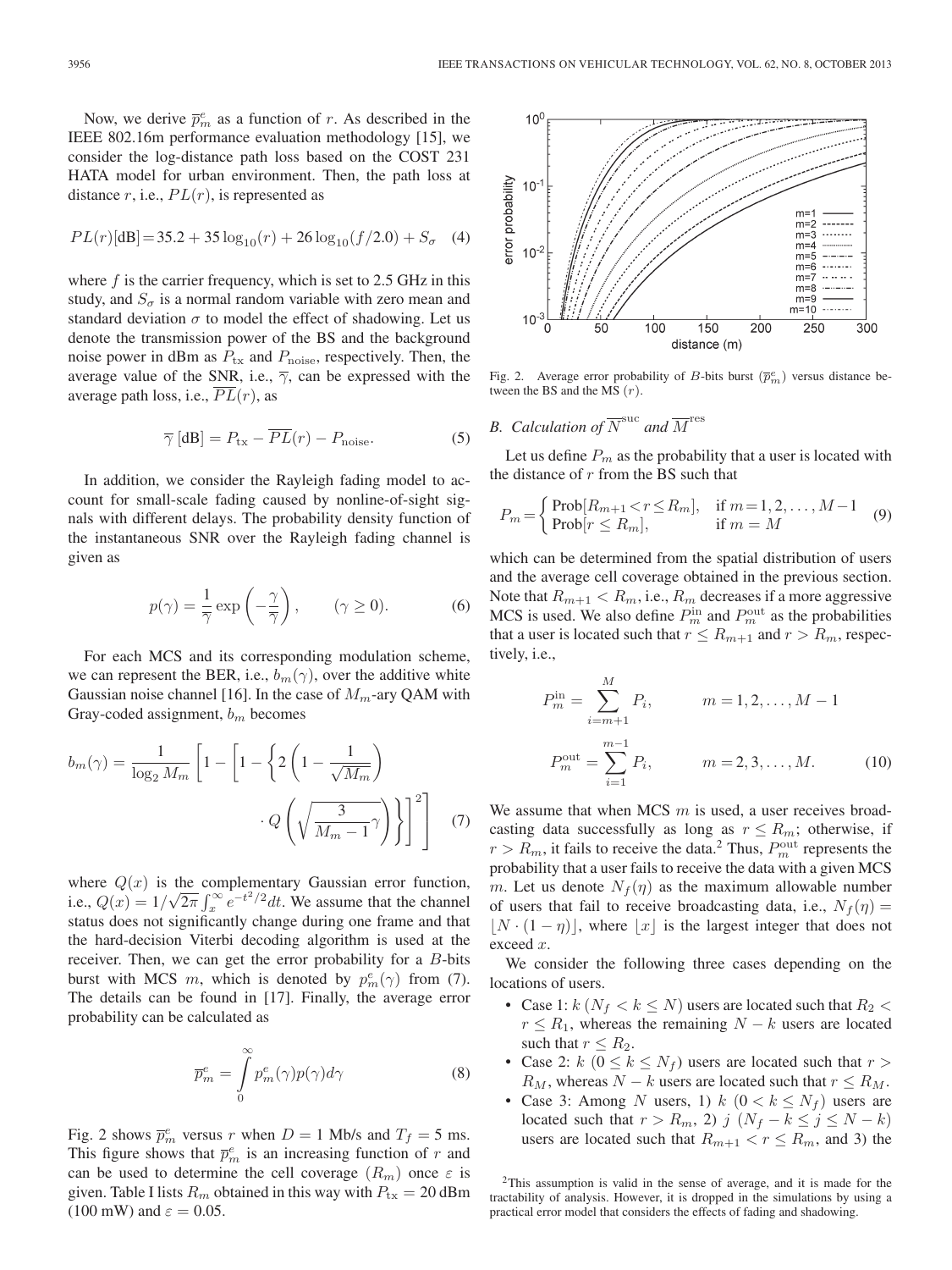Now, we derive $\overline{p}_m^e$ as a function of $r$. As described in the IEEE 802.16m performance evaluation methodology [15], we consider the log-distance path loss based on the COST 231 HATA model for urban environment. Then, the path loss at distance $r$, i.e., $PL(r)$, is represented as

$$PL(r)[\text{dB}] = 35.2 + 35\log_{10}(r) + 26\log_{10}(f/2.0) + S_\sigma \quad (4)$$

where $f$ is the carrier frequency, which is set to 2.5 GHz in this study, and $S_\sigma$ is a normal random variable with zero mean and standard deviation $\sigma$ to model the effect of shadowing. Let us denote the transmission power of the BS and the background noise power in dBm as $P_{\text{tx}}$ and $P_{\text{noise}}$, respectively. Then, the average value of the SNR, i.e., $\overline{\gamma}$, can be expressed with the average path loss, i.e., $\overline{PL}(r)$, as

$$\overline{\gamma}\,[\text{dB}] = P_{\text{tx}} - \overline{PL}(r) - P_{\text{noise}}. \quad (5)$$

In addition, we consider the Rayleigh fading model to account for small-scale fading caused by nonline-of-sight signals with different delays. The probability density function of the instantaneous SNR over the Rayleigh fading channel is given as

$$p(\gamma) = \frac{1}{\overline{\gamma}}\exp\left(-\frac{\gamma}{\overline{\gamma}}\right), \qquad (\gamma \geq 0). \quad (6)$$

For each MCS and its corresponding modulation scheme, we can represent the BER, i.e., $b_m(\gamma)$, over the additive white Gaussian noise channel [16]. In the case of $M_m$-ary QAM with Gray-coded assignment, $b_m$ becomes

$$b_m(\gamma) = \frac{1}{\log_2 M_m}\left[1 - \left[1 - \left\{2\left(1 - \frac{1}{\sqrt{M_m}}\right) \cdot Q\left(\sqrt{\frac{3}{M_m - 1}\gamma}\right)\right\}\right]^2\right] \quad (7)$$

where $Q(x)$ is the complementary Gaussian error function, i.e., $Q(x) = 1/\sqrt{2\pi}\int_x^\infty e^{-t^2/2}dt$. We assume that the channel status does not significantly change during one frame and that the hard-decision Viterbi decoding algorithm is used at the receiver. Then, we can get the error probability for a $B$-bits burst with MCS $m$, which is denoted by $p_m^e(\gamma)$ from (7). The details can be found in [17]. Finally, the average error probability can be calculated as

$$\overline{p}_m^e = \int_0^\infty p_m^e(\gamma)p(\gamma)d\gamma \quad (8)$$

Fig. 2 shows $\overline{p}_m^e$ versus $r$ when $D = 1$ Mb/s and $T_f = 5$ ms. This figure shows that $\overline{p}_m^e$ is an increasing function of $r$ and can be used to determine the cell coverage ($R_m$) once $\varepsilon$ is given. Table I lists $R_m$ obtained in this way with $P_{\text{tx}} = 20$ dBm (100 mW) and $\varepsilon = 0.05$.

Fig. 2. Average error probability of $B$-bits burst ($\overline{p}_m^e$) versus distance between the BS and the MS ($r$).

### B. Calculation of $\overline{N}^{\text{suc}}$ and $\overline{M}^{\text{res}}$

Let us define $P_m$ as the probability that a user is located with the distance of $r$ from the BS such that

$$P_m = \begin{cases} \text{Prob}[R_{m+1} < r \leq R_m], & \text{if } m = 1, 2, \ldots, M-1 \\ \text{Prob}[r \leq R_m], & \text{if } m = M \end{cases} \quad (9)$$

which can be determined from the spatial distribution of users and the average cell coverage obtained in the previous section. Note that $R_{m+1} < R_m$, i.e., $R_m$ decreases if a more aggressive MCS is used. We also define $P_m^{\text{in}}$ and $P_m^{\text{out}}$ as the probabilities that a user is located such that $r \leq R_{m+1}$ and $r > R_m$, respectively, i.e.,

$$P_m^{\text{in}} = \sum_{i=m+1}^{M} P_i, \qquad m = 1, 2, \ldots, M-1$$

$$P_m^{\text{out}} = \sum_{i=1}^{m-1} P_i, \qquad m = 2, 3, \ldots, M. \quad (10)$$

We assume that when MCS $m$ is used, a user receives broadcasting data successfully as long as $r \leq R_m$; otherwise, if $r > R_m$, it fails to receive the data.[2] Thus, $P_m^{\text{out}}$ represents the probability that a user fails to receive the data with a given MCS $m$. Let us denote $N_f(\eta)$ as the maximum allowable number of users that fail to receive broadcasting data, i.e., $N_f(\eta) = \lfloor N \cdot (1-\eta) \rfloor$, where $\lfloor x \rfloor$ is the largest integer that does not exceed $x$.

We consider the following three cases depending on the locations of users.

- Case 1: $k$ $(N_f < k \leq N)$ users are located such that $R_2 < r \leq R_1$, whereas the remaining $N - k$ users are located such that $r \leq R_2$.
- Case 2: $k$ $(0 \leq k \leq N_f)$ users are located such that $r > R_M$, whereas $N - k$ users are located such that $r \leq R_M$.
- Case 3: Among $N$ users, 1) $k$ $(0 < k \leq N_f)$ users are located such that $r > R_m$, 2) $j$ $(N_f - k \leq j \leq N - k)$ users are located such that $R_{m+1} < r \leq R_m$, and 3) the

[2]This assumption is valid in the sense of average, and it is made for the tractability of analysis. However, it is dropped in the simulations by using a practical error model that considers the effects of fading and shadowing.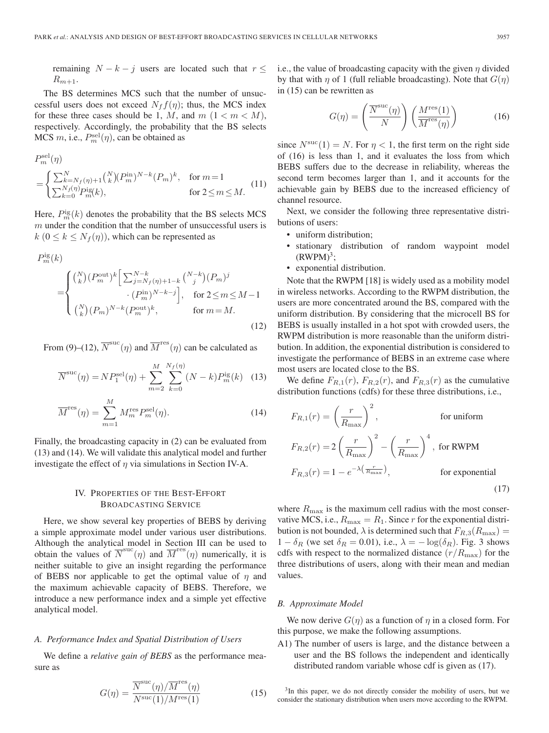remaining $N - k - j$ users are located such that $r \leq R_{m+1}$.

The BS determines MCS such that the number of unsuccessful users does not exceed $N_f f(\eta)$; thus, the MCS index for these three cases should be 1, $M$, and $m$ $(1 < m < M)$, respectively. Accordingly, the probability that the BS selects MCS $m$, i.e., $P_m^{\text{sel}}(\eta)$, can be obtained as

$$P_m^{\text{sel}}(\eta) = \begin{cases} \sum_{k=N_f(\eta)+1}^{N} \binom{N}{k} (P_m^{\text{in}})^{N-k} (P_m)^k, & \text{for } m=1 \\ \sum_{k=0}^{N_f(\eta)} P_m^{\text{ig}}(k), & \text{for } 2 \leq m \leq M. \end{cases} \tag{11}$$

Here, $P_m^{\text{ig}}(k)$ denotes the probability that the BS selects MCS $m$ under the condition that the number of unsuccessful users is $k$ $(0 \leq k \leq N_f(\eta))$, which can be represented as

$$P_m^{\text{ig}}(k) = \begin{cases} \binom{N}{k} (P_m^{\text{out}})^k \Big[ \sum_{j=N_f(\eta)+1-k}^{N-k} \binom{N-k}{j} (P_m)^j \cdot (P_m^{\text{in}})^{N-k-j} \Big], & \text{for } 2 \leq m \leq M-1 \\ \binom{N}{k} (P_m)^{N-k} (P_m^{\text{out}})^k, & \text{for } m = M. \end{cases} \tag{12}$$

From (9)–(12), $\overline{N}^{\text{suc}}(\eta)$ and $\overline{M}^{\text{res}}(\eta)$ can be calculated as

$$\overline{N}^{\text{suc}}(\eta) = N P_1^{\text{sel}}(\eta) + \sum_{m=2}^{M} \sum_{k=0}^{N_f(\eta)} (N-k) P_m^{\text{ig}}(k) \tag{13}$$

$$\overline{M}^{\text{res}}(\eta) = \sum_{m=1}^{M} M_m^{\text{res}} P_m^{\text{sel}}(\eta). \tag{14}$$

Finally, the broadcasting capacity in (2) can be evaluated from (13) and (14). We will validate this analytical model and further investigate the effect of $\eta$ via simulations in Section IV-A.

## IV. Properties of the Best-Effort Broadcasting Service

Here, we show several key properties of BEBS by deriving a simple approximate model under various user distributions. Although the analytical model in Section III can be used to obtain the values of $\overline{N}^{\text{suc}}(\eta)$ and $\overline{M}^{\text{res}}(\eta)$ numerically, it is neither suitable to give an insight regarding the performance of BEBS nor applicable to get the optimal value of $\eta$ and the maximum achievable capacity of BEBS. Therefore, we introduce a new performance index and a simple yet effective analytical model.

### A. Performance Index and Spatial Distribution of Users

We define a *relative gain of BEBS* as the performance measure as

$$G(\eta) = \frac{\overline{N}^{\text{suc}}(\eta)/\overline{M}^{\text{res}}(\eta)}{N^{\text{suc}}(1)/M^{\text{res}}(1)} \tag{15}$$

i.e., the value of broadcasting capacity with the given $\eta$ divided by that with $\eta$ of 1 (full reliable broadcasting). Note that $G(\eta)$ in (15) can be rewritten as

$$G(\eta) = \left( \frac{\overline{N}^{\text{suc}}(\eta)}{N} \right) \left( \frac{M^{\text{res}}(1)}{\overline{M}^{\text{res}}(\eta)} \right) \tag{16}$$

since $N^{\text{suc}}(1) = N$. For $\eta < 1$, the first term on the right side of (16) is less than 1, and it evaluates the loss from which BEBS suffers due to the decrease in reliability, whereas the second term becomes larger than 1, and it accounts for the achievable gain by BEBS due to the increased efficiency of channel resource.

Next, we consider the following three representative distributions of users:

- uniform distribution;
- stationary distribution of random waypoint model (RWPM)[3];
- exponential distribution.

Note that the RWPM [18] is widely used as a mobility model in wireless networks. According to the RWPM distribution, the users are more concentrated around the BS, compared with the uniform distribution. By considering that the microcell BS for BEBS is usually installed in a hot spot with crowded users, the RWPM distribution is more reasonable than the uniform distribution. In addition, the exponential distribution is considered to investigate the performance of BEBS in an extreme case where most users are located close to the BS.

We define $F_{R,1}(r)$, $F_{R,2}(r)$, and $F_{R,3}(r)$ as the cumulative distribution functions (cdfs) for these three distributions, i.e.,

$$\begin{aligned} F_{R,1}(r) &= \left( \frac{r}{R_{\max}} \right)^2, && \text{for uniform} \\ F_{R,2}(r) &= 2 \left( \frac{r}{R_{\max}} \right)^2 - \left( \frac{r}{R_{\max}} \right)^4, && \text{for RWPM} \\ F_{R,3}(r) &= 1 - e^{-\lambda \left( \frac{r}{R_{\max}} \right)}, && \text{for exponential} \end{aligned} \tag{17}$$

where $R_{\max}$ is the maximum cell radius with the most conservative MCS, i.e., $R_{\max} = R_1$. Since $r$ for the exponential distribution is not bounded, $\lambda$ is determined such that $F_{R,3}(R_{\max}) = 1 - \delta_R$ (we set $\delta_R = 0.01$), i.e., $\lambda = -\log(\delta_R)$. Fig. 3 shows cdfs with respect to the normalized distance $(r/R_{\max})$ for the three distributions of users, along with their mean and median values.

### B. Approximate Model

We now derive $G(\eta)$ as a function of $\eta$ in a closed form. For this purpose, we make the following assumptions.

A1) The number of users is large, and the distance between a user and the BS follows the independent and identically distributed random variable whose cdf is given as (17).

[3] In this paper, we do not directly consider the mobility of users, but we consider the stationary distribution when users move according to the RWPM.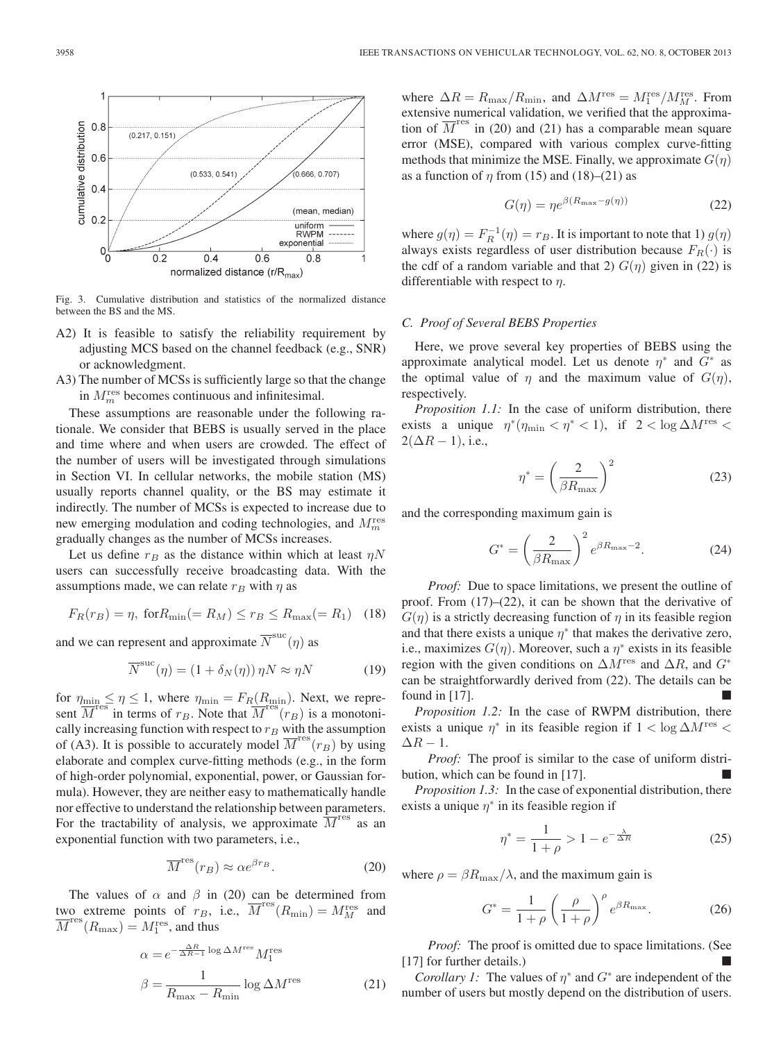Fig. 3. Cumulative distribution and statistics of the normalized distance between the BS and the MS.

A2) It is feasible to satisfy the reliability requirement by adjusting MCS based on the channel feedback (e.g., SNR) or acknowledgment.

A3) The number of MCSs is sufficiently large so that the change in $M_m^{\text{res}}$ becomes continuous and infinitesimal.

These assumptions are reasonable under the following rationale. We consider that BEBS is usually served in the place and time where and when users are crowded. The effect of the number of users will be investigated through simulations in Section VI. In cellular networks, the mobile station (MS) usually reports channel quality, or the BS may estimate it indirectly. The number of MCSs is expected to increase due to new emerging modulation and coding technologies, and $M_m^{\text{res}}$ gradually changes as the number of MCSs increases.

Let us define $r_B$ as the distance within which at least $\eta N$ users can successfully receive broadcasting data. With the assumptions made, we can relate $r_B$ with $\eta$ as

$$F_R(r_B) = \eta, \text{ for} R_{\min}(= R_M) \leq r_B \leq R_{\max}(= R_1) \quad (18)$$

and we can represent and approximate $\overline{N}^{\text{suc}}(\eta)$ as

$$\overline{N}^{\text{suc}}(\eta) = (1 + \delta_N(\eta))\, \eta N \approx \eta N \quad (19)$$

for $\eta_{\min} \leq \eta \leq 1$, where $\eta_{\min} = F_R(R_{\min})$. Next, we represent $\overline{M}^{\text{res}}$ in terms of $r_B$. Note that $\overline{M}^{\text{res}}(r_B)$ is a monotonically increasing function with respect to $r_B$ with the assumption of (A3). It is possible to accurately model $\overline{M}^{\text{res}}(r_B)$ by using elaborate and complex curve-fitting methods (e.g., in the form of high-order polynomial, exponential, power, or Gaussian formula). However, they are neither easy to mathematically handle nor effective to understand the relationship between parameters. For the tractability of analysis, we approximate $\overline{M}^{\text{res}}$ as an exponential function with two parameters, i.e.,

$$\overline{M}^{\text{res}}(r_B) \approx \alpha e^{\beta r_B}. \quad (20)$$

The values of $\alpha$ and $\beta$ in (20) can be determined from two extreme points of $r_B$, i.e., $\overline{M}^{\text{res}}(R_{\min}) = M_M^{\text{res}}$ and $\overline{M}^{\text{res}}(R_{\max}) = M_1^{\text{res}}$, and thus

$$\alpha = e^{-\frac{\Delta R}{\Delta R - 1}\log \Delta M^{\text{res}}} M_1^{\text{res}}$$

$$\beta = \frac{1}{R_{\max} - R_{\min}} \log \Delta M^{\text{res}} \quad (21)$$

where $\Delta R = R_{\max}/R_{\min}$, and $\Delta M^{\text{res}} = M_1^{\text{res}}/M_M^{\text{res}}$. From extensive numerical validation, we verified that the approximation of $\overline{M}^{\text{res}}$ in (20) and (21) has a comparable mean square error (MSE), compared with various complex curve-fitting methods that minimize the MSE. Finally, we approximate $G(\eta)$ as a function of $\eta$ from (15) and (18)–(21) as

$$G(\eta) = \eta e^{\beta(R_{\max} - g(\eta))} \quad (22)$$

where $g(\eta) = F_R^{-1}(\eta) = r_B$. It is important to note that 1) $g(\eta)$ always exists regardless of user distribution because $F_R(\cdot)$ is the cdf of a random variable and that 2) $G(\eta)$ given in (22) is differentiable with respect to $\eta$.

### C. Proof of Several BEBS Properties

Here, we prove several key properties of BEBS using the approximate analytical model. Let us denote $\eta^*$ and $G^*$ as the optimal value of $\eta$ and the maximum value of $G(\eta)$, respectively.

*Proposition 1.1:* In the case of uniform distribution, there exists a unique $\eta^*(\eta_{\min} < \eta^* < 1)$, if $2 < \log \Delta M^{\text{res}} < 2(\Delta R - 1)$, i.e.,

$$\eta^* = \left(\frac{2}{\beta R_{\max}}\right)^2 \quad (23)$$

and the corresponding maximum gain is

$$G^* = \left(\frac{2}{\beta R_{\max}}\right)^2 e^{\beta R_{\max} - 2}. \quad (24)$$

*Proof:* Due to space limitations, we present the outline of proof. From (17)–(22), it can be shown that the derivative of $G(\eta)$ is a strictly decreasing function of $\eta$ in its feasible region and that there exists a unique $\eta^*$ that makes the derivative zero, i.e., maximizes $G(\eta)$. Moreover, such a $\eta^*$ exists in its feasible region with the given conditions on $\Delta M^{\text{res}}$ and $\Delta R$, and $G^*$ can be straightforwardly derived from (22). The details can be found in [17]. ■

*Proposition 1.2:* In the case of RWPM distribution, there exists a unique $\eta^*$ in its feasible region if $1 < \log \Delta M^{\text{res}} < \Delta R - 1$.

*Proof:* The proof is similar to the case of uniform distribution, which can be found in [17]. ■

*Proposition 1.3:* In the case of exponential distribution, there exists a unique $\eta^*$ in its feasible region if

$$\eta^* = \frac{1}{1 + \rho} > 1 - e^{-\frac{\lambda}{\Delta R}} \quad (25)$$

where $\rho = \beta R_{\max}/\lambda$, and the maximum gain is

$$G^* = \frac{1}{1 + \rho}\left(\frac{\rho}{1 + \rho}\right)^{\rho} e^{\beta R_{\max}}. \quad (26)$$

*Proof:* The proof is omitted due to space limitations. (See [17] for further details.) ■

*Corollary 1:* The values of $\eta^*$ and $G^*$ are independent of the number of users but mostly depend on the distribution of users.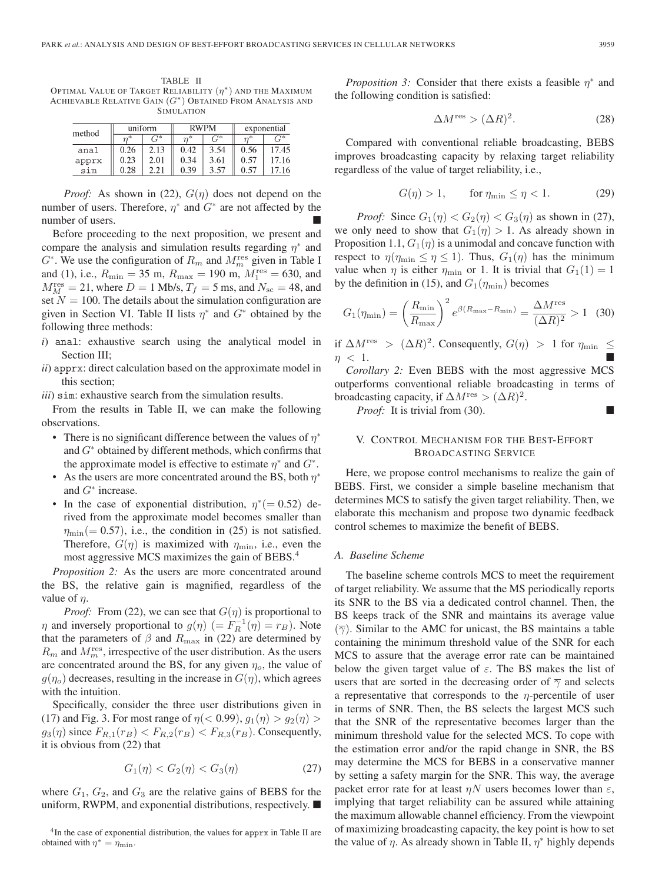TABLE II
OPTIMAL VALUE OF TARGET RELIABILITY ($\eta^*$) AND THE MAXIMUM ACHIEVABLE RELATIVE GAIN ($G^*$) OBTAINED FROM ANALYSIS AND SIMULATION

| method | uniform | | RWPM | | exponential | |
|---|---|---|---|---|---|---|
| | $\eta^*$ | $G^*$ | $\eta^*$ | $G^*$ | $\eta^*$ | $G^*$ |
| anal | 0.26 | 2.13 | 0.42 | 3.54 | 0.56 | 17.45 |
| apprx | 0.23 | 2.01 | 0.34 | 3.61 | 0.57 | 17.16 |
| sim | 0.28 | 2.21 | 0.39 | 3.57 | 0.57 | 17.16 |

*Proof:* As shown in (22), $G(\eta)$ does not depend on the number of users. Therefore, $\eta^*$ and $G^*$ are not affected by the number of users. ■

Before proceeding to the next proposition, we present and compare the analysis and simulation results regarding $\eta^*$ and $G^*$. We use the configuration of $R_m$ and $M_m^{\text{res}}$ given in Table I and (1), i.e., $R_{\min} = 35$ m, $R_{\max} = 190$ m, $M_1^{\text{res}} = 630$, and $M_M^{\text{res}} = 21$, where $D = 1$ Mb/s, $T_f = 5$ ms, and $N_{\text{sc}} = 48$, and set $N = 100$. The details about the simulation configuration are given in Section VI. Table II lists $\eta^*$ and $G^*$ obtained by the following three methods:

*i*) anal: exhaustive search using the analytical model in Section III;

*ii*) apprx: direct calculation based on the approximate model in this section;

*iii*) sim: exhaustive search from the simulation results.

From the results in Table II, we can make the following observations.

- There is no significant difference between the values of $\eta^*$ and $G^*$ obtained by different methods, which confirms that the approximate model is effective to estimate $\eta^*$ and $G^*$.
- As the users are more concentrated around the BS, both $\eta^*$ and $G^*$ increase.
- In the case of exponential distribution, $\eta^*(= 0.52)$ derived from the approximate model becomes smaller than $\eta_{\min}(= 0.57)$, i.e., the condition in (25) is not satisfied. Therefore, $G(\eta)$ is maximized with $\eta_{\min}$, i.e., even the most aggressive MCS maximizes the gain of BEBS.[4]

*Proposition 2:* As the users are more concentrated around the BS, the relative gain is magnified, regardless of the value of $\eta$.

*Proof:* From (22), we can see that $G(\eta)$ is proportional to $\eta$ and inversely proportional to $g(\eta)$ $(= F_R^{-1}(\eta) = r_B)$. Note that the parameters of $\beta$ and $R_{\max}$ in (22) are determined by $R_m$ and $M_m^{\text{res}}$, irrespective of the user distribution. As the users are concentrated around the BS, for any given $\eta_o$, the value of $g(\eta_o)$ decreases, resulting in the increase in $G(\eta)$, which agrees with the intuition.

Specifically, consider the three user distributions given in (17) and Fig. 3. For most range of $\eta(< 0.99)$, $g_1(\eta) > g_2(\eta) > g_3(\eta)$ since $F_{R,1}(r_B) < F_{R,2}(r_B) < F_{R,3}(r_B)$. Consequently, it is obvious from (22) that

$$G_1(\eta) < G_2(\eta) < G_3(\eta) \tag{27}$$

where $G_1$, $G_2$, and $G_3$ are the relative gains of BEBS for the uniform, RWPM, and exponential distributions, respectively. ■

[4] In the case of exponential distribution, the values for apprx in Table II are obtained with $\eta^* = \eta_{\min}$.

*Proposition 3:* Consider that there exists a feasible $\eta^*$ and the following condition is satisfied:

$$\Delta M^{\text{res}} > (\Delta R)^2. \tag{28}$$

Compared with conventional reliable broadcasting, BEBS improves broadcasting capacity by relaxing target reliability regardless of the value of target reliability, i.e.,

$$G(\eta) > 1, \qquad \text{for } \eta_{\min} \leq \eta < 1. \tag{29}$$

*Proof:* Since $G_1(\eta) < G_2(\eta) < G_3(\eta)$ as shown in (27), we only need to show that $G_1(\eta) > 1$. As already shown in Proposition 1.1, $G_1(\eta)$ is a unimodal and concave function with respect to $\eta(\eta_{\min} \leq \eta \leq 1)$. Thus, $G_1(\eta)$ has the minimum value when $\eta$ is either $\eta_{\min}$ or 1. It is trivial that $G_1(1) = 1$ by the definition in (15), and $G_1(\eta_{\min})$ becomes

$$G_1(\eta_{\min}) = \left(\frac{R_{\min}}{R_{\max}}\right)^2 e^{\beta(R_{\max} - R_{\min})} = \frac{\Delta M^{\text{res}}}{(\Delta R)^2} > 1 \tag{30}$$

if $\Delta M^{\text{res}} > (\Delta R)^2$. Consequently, $G(\eta) > 1$ for $\eta_{\min} \leq \eta < 1$. ■

*Corollary 2:* Even BEBS with the most aggressive MCS outperforms conventional reliable broadcasting in terms of broadcasting capacity, if $\Delta M^{\text{res}} > (\Delta R)^2$.

*Proof:* It is trivial from (30). ■

## V. CONTROL MECHANISM FOR THE BEST-EFFORT BROADCASTING SERVICE

Here, we propose control mechanisms to realize the gain of BEBS. First, we consider a simple baseline mechanism that determines MCS to satisfy the given target reliability. Then, we elaborate this mechanism and propose two dynamic feedback control schemes to maximize the benefit of BEBS.

### A. Baseline Scheme

The baseline scheme controls MCS to meet the requirement of target reliability. We assume that the MS periodically reports its SNR to the BS via a dedicated control channel. Then, the BS keeps track of the SNR and maintains its average value ($\overline{\gamma}$). Similar to the AMC for unicast, the BS maintains a table containing the minimum threshold value of the SNR for each MCS to assure that the average error rate can be maintained below the given target value of $\varepsilon$. The BS makes the list of users that are sorted in the decreasing order of $\overline{\gamma}$ and selects a representative that corresponds to the $\eta$-percentile of user in terms of SNR. Then, the BS selects the largest MCS such that the SNR of the representative becomes larger than the minimum threshold value for the selected MCS. To cope with the estimation error and/or the rapid change in SNR, the BS may determine the MCS for BEBS in a conservative manner by setting a safety margin for the SNR. This way, the average packet error rate for at least $\eta N$ users becomes lower than $\varepsilon$, implying that target reliability can be assured while attaining the maximum allowable channel efficiency. From the viewpoint of maximizing broadcasting capacity, the key point is how to set the value of $\eta$. As already shown in Table II, $\eta^*$ highly depends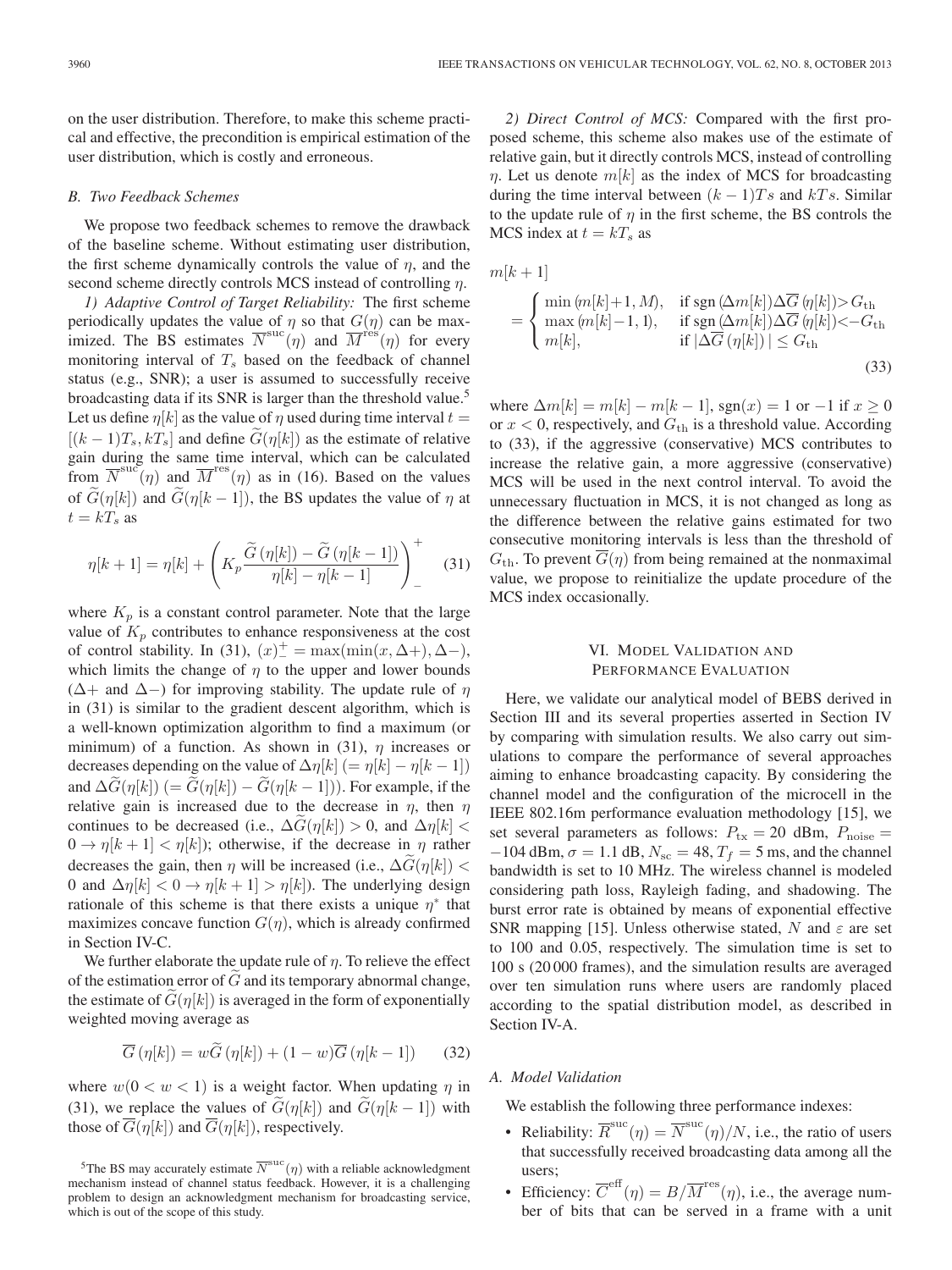on the user distribution. Therefore, to make this scheme practical and effective, the precondition is empirical estimation of the user distribution, which is costly and erroneous.

### B. Two Feedback Schemes

We propose two feedback schemes to remove the drawback of the baseline scheme. Without estimating user distribution, the first scheme dynamically controls the value of $\eta$, and the second scheme directly controls MCS instead of controlling $\eta$.

*1) Adaptive Control of Target Reliability:* The first scheme periodically updates the value of $\eta$ so that $G(\eta)$ can be maximized. The BS estimates $\overline{N}^{\text{suc}}(\eta)$ and $\overline{M}^{\text{res}}(\eta)$ for every monitoring interval of $T_s$ based on the feedback of channel status (e.g., SNR); a user is assumed to successfully receive broadcasting data if its SNR is larger than the threshold value.[5] Let us define $\eta[k]$ as the value of $\eta$ used during time interval $t = [(k-1)T_s, kT_s]$ and define $\widetilde{G}(\eta[k])$ as the estimate of relative gain during the same time interval, which can be calculated from $\overline{N}^{\text{suc}}(\eta)$ and $\overline{M}^{\text{res}}(\eta)$ as in (16). Based on the values of $\widetilde{G}(\eta[k])$ and $\widetilde{G}(\eta[k-1])$, the BS updates the value of $\eta$ at $t = kT_s$ as

$$\eta[k+1] = \eta[k] + \left( K_p \frac{\widetilde{G}(\eta[k]) - \widetilde{G}(\eta[k-1])}{\eta[k] - \eta[k-1]} \right)_{-}^{+} \quad (31)$$

where $K_p$ is a constant control parameter. Note that the large value of $K_p$ contributes to enhance responsiveness at the cost of control stability. In (31), $(x)_{-}^{+} = \max(\min(x, \Delta+), \Delta-)$, which limits the change of $\eta$ to the upper and lower bounds ($\Delta+$ and $\Delta-$) for improving stability. The update rule of $\eta$ in (31) is similar to the gradient descent algorithm, which is a well-known optimization algorithm to find a maximum (or minimum) of a function. As shown in (31), $\eta$ increases or decreases depending on the value of $\Delta\eta[k]$ $(= \eta[k] - \eta[k-1])$ and $\Delta\widetilde{G}(\eta[k])$ $(= \widetilde{G}(\eta[k]) - \widetilde{G}(\eta[k-1]))$. For example, if the relative gain is increased due to the decrease in $\eta$, then $\eta$ continues to be decreased (i.e., $\Delta\widetilde{G}(\eta[k]) > 0$, and $\Delta\eta[k] < 0 \rightarrow \eta[k+1] < \eta[k]$); otherwise, if the decrease in $\eta$ rather decreases the gain, then $\eta$ will be increased (i.e., $\Delta\widetilde{G}(\eta[k]) < 0$ and $\Delta\eta[k] < 0 \rightarrow \eta[k+1] > \eta[k]$). The underlying design rationale of this scheme is that there exists a unique $\eta^*$ that maximizes concave function $G(\eta)$, which is already confirmed in Section IV-C.

We further elaborate the update rule of $\eta$. To relieve the effect of the estimation error of $\widetilde{G}$ and its temporary abnormal change, the estimate of $\widetilde{G}(\eta[k])$ is averaged in the form of exponentially weighted moving average as

$$\overline{G}(\eta[k]) = w\widetilde{G}(\eta[k]) + (1-w)\overline{G}(\eta[k-1]) \quad (32)$$

where $w (0 < w < 1)$ is a weight factor. When updating $\eta$ in (31), we replace the values of $\widetilde{G}(\eta[k])$ and $\widetilde{G}(\eta[k-1])$ with those of $\overline{G}(\eta[k])$ and $\overline{G}(\eta[k])$, respectively.

*2) Direct Control of MCS:* Compared with the first proposed scheme, this scheme also makes use of the estimate of relative gain, but it directly controls MCS, instead of controlling $\eta$. Let us denote $m[k]$ as the index of MCS for broadcasting during the time interval between $(k-1)Ts$ and $kTs$. Similar to the update rule of $\eta$ in the first scheme, the BS controls the MCS index at $t = kT_s$ as

$$m[k+1] = \begin{cases} \min(m[k]+1, M), & \text{if } \operatorname{sgn}(\Delta m[k])\Delta\overline{G}(\eta[k]) > G_{\text{th}} \\ \max(m[k]-1, 1), & \text{if } \operatorname{sgn}(\Delta m[k])\Delta\overline{G}(\eta[k]) < -G_{\text{th}} \\ m[k], & \text{if } |\Delta\overline{G}(\eta[k])| \leq G_{\text{th}} \end{cases} \quad (33)$$

where $\Delta m[k] = m[k] - m[k-1]$, $\operatorname{sgn}(x) = 1$ or $-1$ if $x \geq 0$ or $x < 0$, respectively, and $G_{\text{th}}$ is a threshold value. According to (33), if the aggressive (conservative) MCS contributes to increase the relative gain, a more aggressive (conservative) MCS will be used in the next control interval. To avoid the unnecessary fluctuation in MCS, it is not changed as long as the difference between the relative gains estimated for two consecutive monitoring intervals is less than the threshold of $G_{\text{th}}$. To prevent $\overline{G}(\eta)$ from being remained at the nonmaximal value, we propose to reinitialize the update procedure of the MCS index occasionally.

## VI. Model Validation and Performance Evaluation

Here, we validate our analytical model of BEBS derived in Section III and its several properties asserted in Section IV by comparing with simulation results. We also carry out simulations to compare the performance of several approaches aiming to enhance broadcasting capacity. By considering the channel model and the configuration of the microcell in the IEEE 802.16m performance evaluation methodology [15], we set several parameters as follows: $P_{\text{tx}} = 20$ dBm, $P_{\text{noise}} = -104$ dBm, $\sigma = 1.1$ dB, $N_{\text{sc}} = 48$, $T_f = 5$ ms, and the channel bandwidth is set to 10 MHz. The wireless channel is modeled considering path loss, Rayleigh fading, and shadowing. The burst error rate is obtained by means of exponential effective SNR mapping [15]. Unless otherwise stated, $N$ and $\varepsilon$ are set to 100 and 0.05, respectively. The simulation time is set to 100 s (20 000 frames), and the simulation results are averaged over ten simulation runs where users are randomly placed according to the spatial distribution model, as described in Section IV-A.

### A. Model Validation

We establish the following three performance indexes:

- Reliability: $\overline{R}^{\text{suc}}(\eta) = \overline{N}^{\text{suc}}(\eta)/N$, i.e., the ratio of users that successfully received broadcasting data among all the users;
- Efficiency: $\overline{C}^{\text{eff}}(\eta) = B/\overline{M}^{\text{res}}(\eta)$, i.e., the average number of bits that can be served in a frame with a unit

[5] The BS may accurately estimate $\overline{N}^{\text{suc}}(\eta)$ with a reliable acknowledgment mechanism instead of channel status feedback. However, it is a challenging problem to design an acknowledgment mechanism for broadcasting service, which is out of the scope of this study.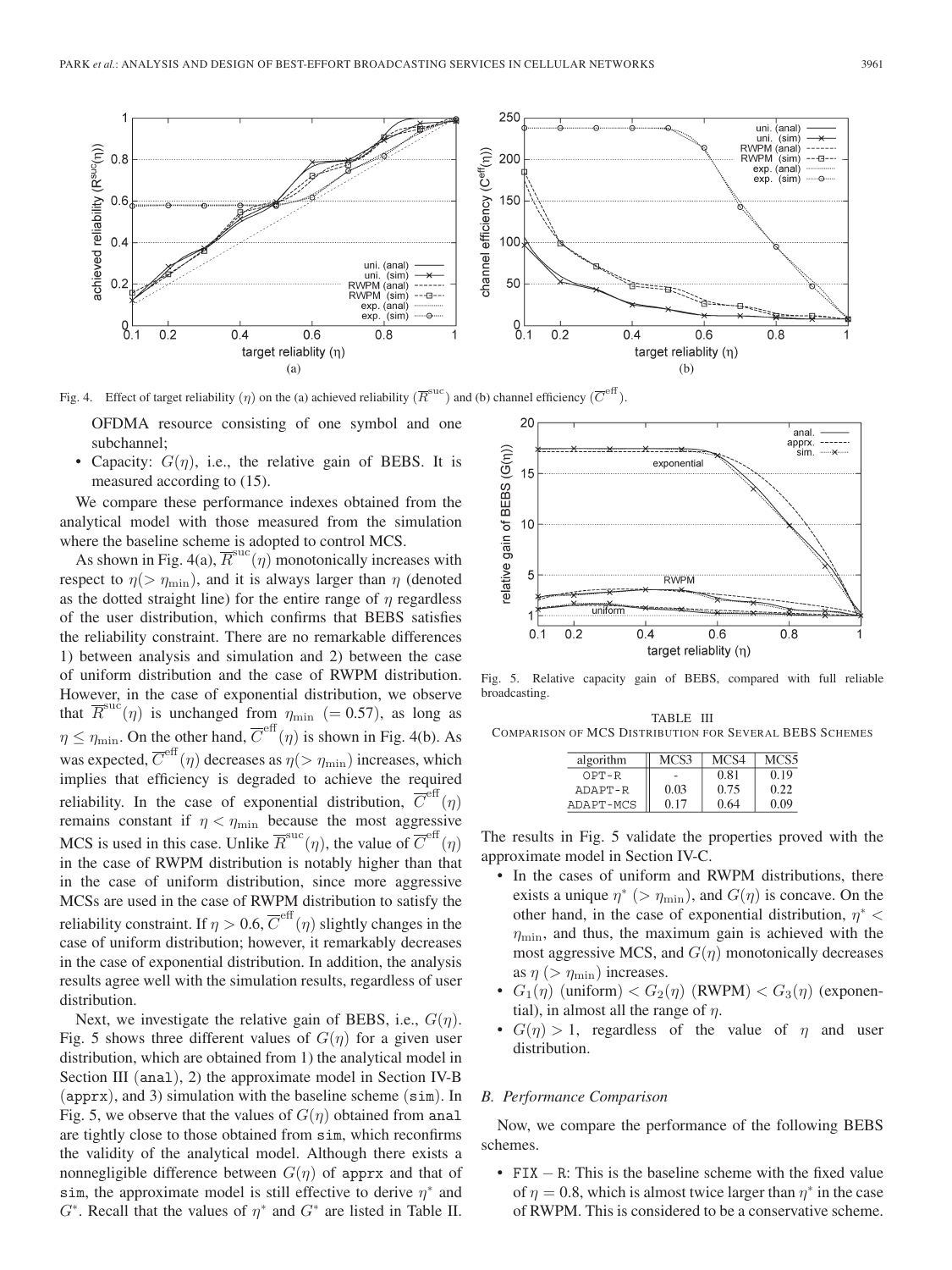Fig. 4. Effect of target reliability ($\eta$) on the (a) achieved reliability ($\overline{R}^{\rm suc}$) and (b) channel efficiency ($\overline{C}^{\rm eff}$).

OFDMA resource consisting of one symbol and one subchannel;

- Capacity: $G(\eta)$, i.e., the relative gain of BEBS. It is measured according to (15).

We compare these performance indexes obtained from the analytical model with those measured from the simulation where the baseline scheme is adopted to control MCS.

As shown in Fig. 4(a), $\overline{R}^{\rm suc}(\eta)$ monotonically increases with respect to $\eta(> \eta_{\min})$, and it is always larger than $\eta$ (denoted as the dotted straight line) for the entire range of $\eta$ regardless of the user distribution, which confirms that BEBS satisfies the reliability constraint. There are no remarkable differences 1) between analysis and simulation and 2) between the case of uniform distribution and the case of RWPM distribution. However, in the case of exponential distribution, we observe that $\overline{R}^{\rm suc}(\eta)$ is unchanged from $\eta_{\min}$ ($= 0.57$), as long as $\eta \leq \eta_{\min}$. On the other hand, $\overline{C}^{\rm eff}(\eta)$ is shown in Fig. 4(b). As was expected, $\overline{C}^{\rm eff}(\eta)$ decreases as $\eta(> \eta_{\min})$ increases, which implies that efficiency is degraded to achieve the required reliability. In the case of exponential distribution, $\overline{C}^{\rm eff}(\eta)$ remains constant if $\eta < \eta_{\min}$ because the most aggressive MCS is used in this case. Unlike $\overline{R}^{\rm suc}(\eta)$, the value of $\overline{C}^{\rm eff}(\eta)$ in the case of RWPM distribution is notably higher than that in the case of uniform distribution, since more aggressive MCSs are used in the case of RWPM distribution to satisfy the reliability constraint. If $\eta > 0.6$, $\overline{C}^{\rm eff}(\eta)$ slightly changes in the case of uniform distribution; however, it remarkably decreases in the case of exponential distribution. In addition, the analysis results agree well with the simulation results, regardless of user distribution.

Next, we investigate the relative gain of BEBS, i.e., $G(\eta)$. Fig. 5 shows three different values of $G(\eta)$ for a given user distribution, which are obtained from 1) the analytical model in Section III (anal), 2) the approximate model in Section IV-B (apprx), and 3) simulation with the baseline scheme (sim). In Fig. 5, we observe that the values of $G(\eta)$ obtained from anal are tightly close to those obtained from sim, which reconfirms the validity of the analytical model. Although there exists a nonnegligible difference between $G(\eta)$ of apprx and that of sim, the approximate model is still effective to derive $\eta^*$ and $G^*$. Recall that the values of $\eta^*$ and $G^*$ are listed in Table II.

Fig. 5. Relative capacity gain of BEBS, compared with full reliable broadcasting.

TABLE III
COMPARISON OF MCS DISTRIBUTION FOR SEVERAL BEBS SCHEMES

| algorithm | MCS3 | MCS4 | MCS5 |
|---|---|---|---|
| OPT-R | - | 0.81 | 0.19 |
| ADAPT-R | 0.03 | 0.75 | 0.22 |
| ADAPT-MCS | 0.17 | 0.64 | 0.09 |

The results in Fig. 5 validate the properties proved with the approximate model in Section IV-C.

- In the cases of uniform and RWPM distributions, there exists a unique $\eta^*$ ($> \eta_{\min}$), and $G(\eta)$ is concave. On the other hand, in the case of exponential distribution, $\eta^* < \eta_{\min}$, and thus, the maximum gain is achieved with the most aggressive MCS, and $G(\eta)$ monotonically decreases as $\eta$ ($> \eta_{\min}$) increases.
- $G_1(\eta)$ (uniform) $< G_2(\eta)$ (RWPM) $< G_3(\eta)$ (exponential), in almost all the range of $\eta$.
- $G(\eta) > 1$, regardless of the value of $\eta$ and user distribution.

### B. Performance Comparison

Now, we compare the performance of the following BEBS schemes.

- FIX − R: This is the baseline scheme with the fixed value of $\eta = 0.8$, which is almost twice larger than $\eta^*$ in the case of RWPM. This is considered to be a conservative scheme.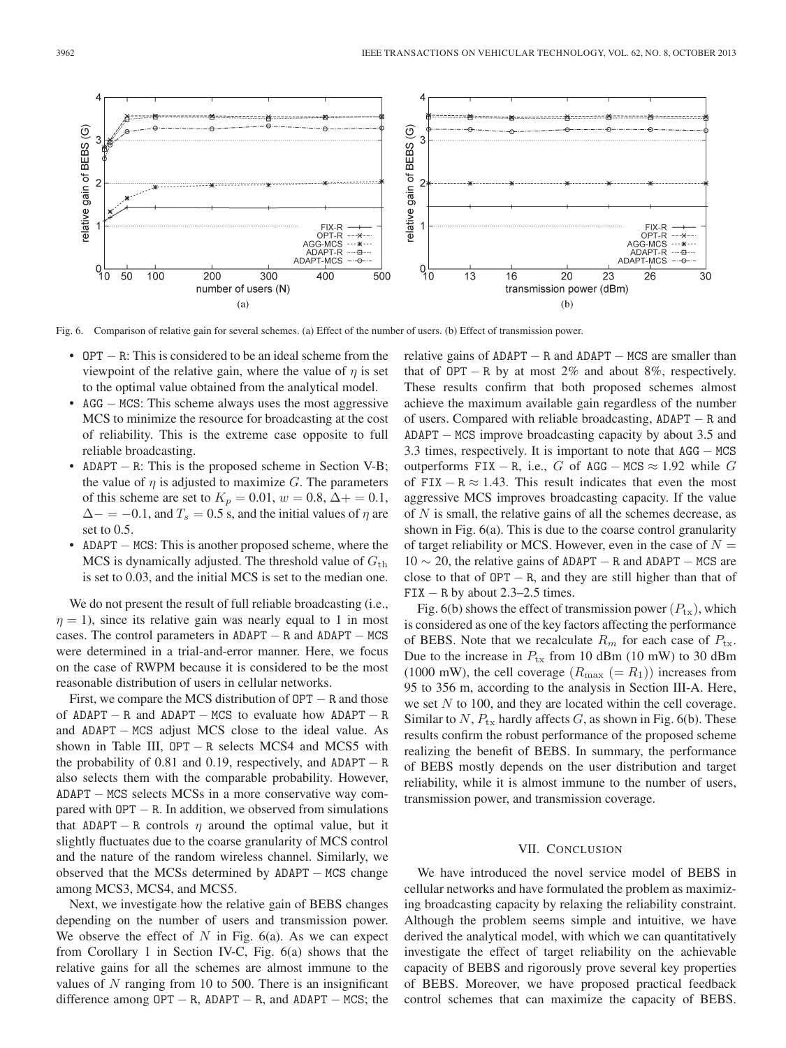Fig. 6. Comparison of relative gain for several schemes. (a) Effect of the number of users. (b) Effect of transmission power.

- OPT − R: This is considered to be an ideal scheme from the viewpoint of the relative gain, where the value of $\eta$ is set to the optimal value obtained from the analytical model.
- AGG − MCS: This scheme always uses the most aggressive MCS to minimize the resource for broadcasting at the cost of reliability. This is the extreme case opposite to full reliable broadcasting.
- ADAPT − R: This is the proposed scheme in Section V-B; the value of $\eta$ is adjusted to maximize $G$. The parameters of this scheme are set to $K_p = 0.01$, $w = 0.8$, $\Delta+ = 0.1$, $\Delta- = -0.1$, and $T_s = 0.5$ s, and the initial values of $\eta$ are set to 0.5.
- ADAPT − MCS: This is another proposed scheme, where the MCS is dynamically adjusted. The threshold value of $G_{\mathrm{th}}$ is set to 0.03, and the initial MCS is set to the median one.

We do not present the result of full reliable broadcasting (i.e., $\eta = 1$), since its relative gain was nearly equal to 1 in most cases. The control parameters in ADAPT − R and ADAPT − MCS were determined in a trial-and-error manner. Here, we focus on the case of RWPM because it is considered to be the most reasonable distribution of users in cellular networks.

First, we compare the MCS distribution of OPT − R and those of ADAPT − R and ADAPT − MCS to evaluate how ADAPT − R and ADAPT − MCS adjust MCS close to the ideal value. As shown in Table III, OPT − R selects MCS4 and MCS5 with the probability of 0.81 and 0.19, respectively, and ADAPT − R also selects them with the comparable probability. However, ADAPT − MCS selects MCSs in a more conservative way compared with OPT − R. In addition, we observed from simulations that ADAPT − R controls $\eta$ around the optimal value, but it slightly fluctuates due to the coarse granularity of MCS control and the nature of the random wireless channel. Similarly, we observed that the MCSs determined by ADAPT − MCS change among MCS3, MCS4, and MCS5.

Next, we investigate how the relative gain of BEBS changes depending on the number of users and transmission power. We observe the effect of $N$ in Fig. 6(a). As we can expect from Corollary 1 in Section IV-C, Fig. 6(a) shows that the relative gains for all the schemes are almost immune to the values of $N$ ranging from 10 to 500. There is an insignificant difference among OPT − R, ADAPT − R, and ADAPT − MCS; the relative gains of ADAPT − R and ADAPT − MCS are smaller than that of OPT − R by at most 2% and about 8%, respectively. These results confirm that both proposed schemes almost achieve the maximum available gain regardless of the number of users. Compared with reliable broadcasting, ADAPT − R and ADAPT − MCS improve broadcasting capacity by about 3.5 and 3.3 times, respectively. It is important to note that AGG − MCS outperforms FIX − R, i.e., $G$ of AGG − MCS $\approx 1.92$ while $G$ of FIX − R $\approx 1.43$. This result indicates that even the most aggressive MCS improves broadcasting capacity. If the value of $N$ is small, the relative gains of all the schemes decrease, as shown in Fig. 6(a). This is due to the coarse control granularity of target reliability or MCS. However, even in the case of $N = 10 \sim 20$, the relative gains of ADAPT − R and ADAPT − MCS are close to that of OPT − R, and they are still higher than that of FIX − R by about 2.3–2.5 times.

Fig. 6(b) shows the effect of transmission power ($P_{\mathrm{tx}}$), which is considered as one of the key factors affecting the performance of BEBS. Note that we recalculate $R_m$ for each case of $P_{\mathrm{tx}}$. Due to the increase in $P_{\mathrm{tx}}$ from 10 dBm (10 mW) to 30 dBm (1000 mW), the cell coverage ($R_{\max}$ $(= R_1)$) increases from 95 to 356 m, according to the analysis in Section III-A. Here, we set $N$ to 100, and they are located within the cell coverage. Similar to $N$, $P_{\mathrm{tx}}$ hardly affects $G$, as shown in Fig. 6(b). These results confirm the robust performance of the proposed scheme realizing the benefit of BEBS. In summary, the performance of BEBS mostly depends on the user distribution and target reliability, while it is almost immune to the number of users, transmission power, and transmission coverage.

## VII. Conclusion

We have introduced the novel service model of BEBS in cellular networks and have formulated the problem as maximizing broadcasting capacity by relaxing the reliability constraint. Although the problem seems simple and intuitive, we have derived the analytical model, with which we can quantitatively investigate the effect of target reliability on the achievable capacity of BEBS and rigorously prove several key properties of BEBS. Moreover, we have proposed practical feedback control schemes that can maximize the capacity of BEBS.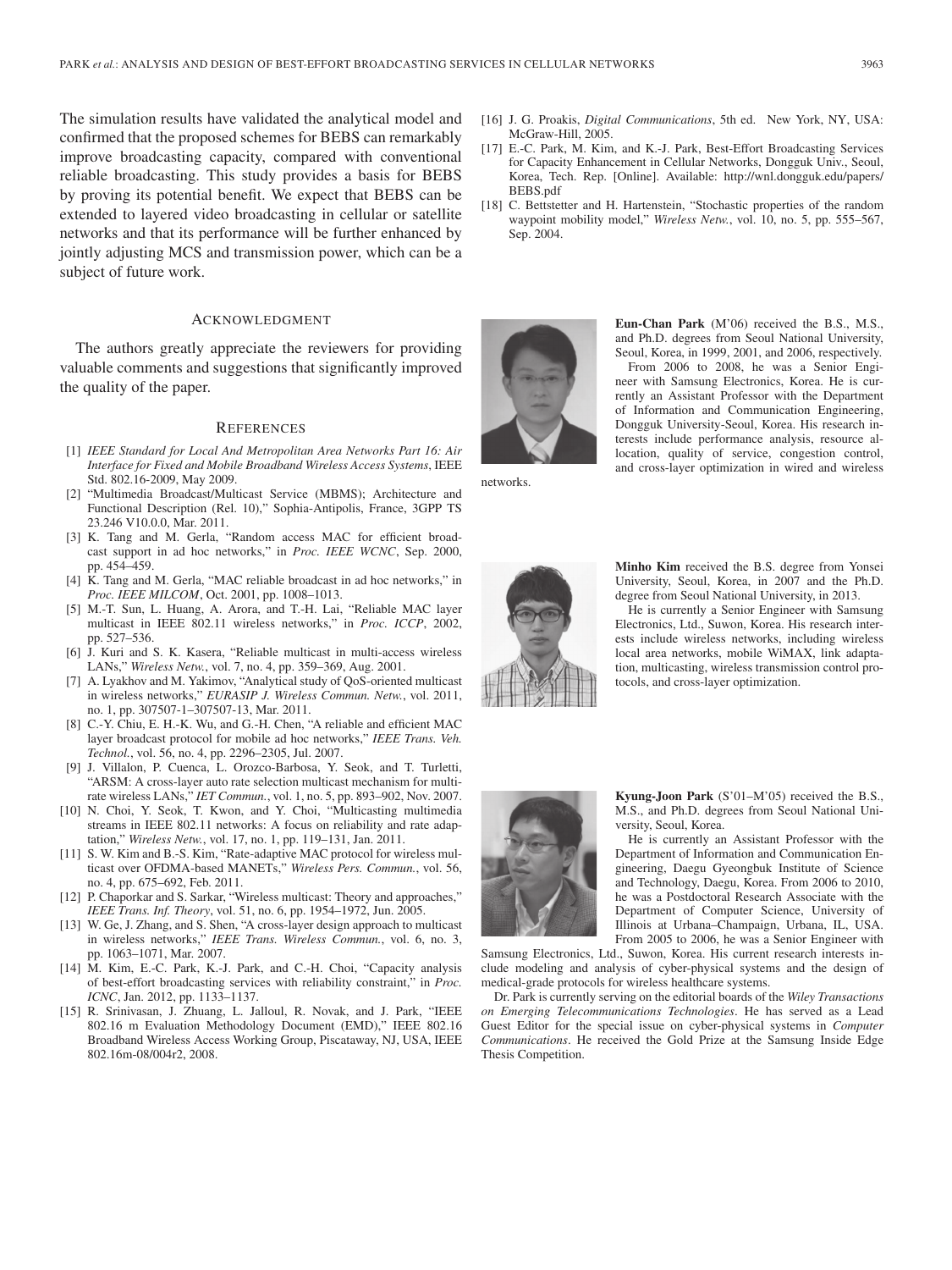The simulation results have validated the analytical model and confirmed that the proposed schemes for BEBS can remarkably improve broadcasting capacity, compared with conventional reliable broadcasting. This study provides a basis for BEBS by proving its potential benefit. We expect that BEBS can be extended to layered video broadcasting in cellular or satellite networks and that its performance will be further enhanced by jointly adjusting MCS and transmission power, which can be a subject of future work.

## Acknowledgment

The authors greatly appreciate the reviewers for providing valuable comments and suggestions that significantly improved the quality of the paper.

## References

[1] *IEEE Standard for Local And Metropolitan Area Networks Part 16: Air Interface for Fixed and Mobile Broadband Wireless Access Systems*, IEEE Std. 802.16-2009, May 2009.

[2] "Multimedia Broadcast/Multicast Service (MBMS); Architecture and Functional Description (Rel. 10)," Sophia-Antipolis, France, 3GPP TS 23.246 V10.0.0, Mar. 2011.

[3] K. Tang and M. Gerla, "Random access MAC for efficient broadcast support in ad hoc networks," in *Proc. IEEE WCNC*, Sep. 2000, pp. 454–459.

[4] K. Tang and M. Gerla, "MAC reliable broadcast in ad hoc networks," in *Proc. IEEE MILCOM*, Oct. 2001, pp. 1008–1013.

[5] M.-T. Sun, L. Huang, A. Arora, and T.-H. Lai, "Reliable MAC layer multicast in IEEE 802.11 wireless networks," in *Proc. ICCP*, 2002, pp. 527–536.

[6] J. Kuri and S. K. Kasera, "Reliable multicast in multi-access wireless LANs," *Wireless Netw.*, vol. 7, no. 4, pp. 359–369, Aug. 2001.

[7] A. Lyakhov and M. Yakimov, "Analytical study of QoS-oriented multicast in wireless networks," *EURASIP J. Wireless Commun. Netw.*, vol. 2011, no. 1, pp. 307507-1–307507-13, Mar. 2011.

[8] C.-Y. Chiu, E. H.-K. Wu, and G.-H. Chen, "A reliable and efficient MAC layer broadcast protocol for mobile ad hoc networks," *IEEE Trans. Veh. Technol.*, vol. 56, no. 4, pp. 2296–2305, Jul. 2007.

[9] J. Villalon, P. Cuenca, L. Orozco-Barbosa, Y. Seok, and T. Turletti, "ARSM: A cross-layer auto rate selection multicast mechanism for multi-rate wireless LANs," *IET Commun.*, vol. 1, no. 5, pp. 893–902, Nov. 2007.

[10] N. Choi, Y. Seok, T. Kwon, and Y. Choi, "Multicasting multimedia streams in IEEE 802.11 networks: A focus on reliability and rate adaptation," *Wireless Netw.*, vol. 17, no. 1, pp. 119–131, Jan. 2011.

[11] S. W. Kim and B.-S. Kim, "Rate-adaptive MAC protocol for wireless multicast over OFDMA-based MANETs," *Wireless Pers. Commun.*, vol. 56, no. 4, pp. 675–692, Feb. 2011.

[12] P. Chaporkar and S. Sarkar, "Wireless multicast: Theory and approaches," *IEEE Trans. Inf. Theory*, vol. 51, no. 6, pp. 1954–1972, Jun. 2005.

[13] W. Ge, J. Zhang, and S. Shen, "A cross-layer design approach to multicast in wireless networks," *IEEE Trans. Wireless Commun.*, vol. 6, no. 3, pp. 1063–1071, Mar. 2007.

[14] M. Kim, E.-C. Park, K.-J. Park, and C.-H. Choi, "Capacity analysis of best-effort broadcasting services with reliability constraint," in *Proc. ICNC*, Jan. 2012, pp. 1133–1137.

[15] R. Srinivasan, J. Zhuang, L. Jalloul, R. Novak, and J. Park, "IEEE 802.16 m Evaluation Methodology Document (EMD)," IEEE 802.16 Broadband Wireless Access Working Group, Piscataway, NJ, USA, IEEE 802.16m-08/004r2, 2008.

[16] J. G. Proakis, *Digital Communications*, 5th ed. New York, NY, USA: McGraw-Hill, 2005.

[17] E.-C. Park, M. Kim, and K.-J. Park, Best-Effort Broadcasting Services for Capacity Enhancement in Cellular Networks, Dongguk Univ., Seoul, Korea, Tech. Rep. [Online]. Available: http://wnl.dongguk.edu/papers/BEBS.pdf

[18] C. Bettstetter and H. Hartenstein, "Stochastic properties of the random waypoint mobility model," *Wireless Netw.*, vol. 10, no. 5, pp. 555–567, Sep. 2004.

**Eun-Chan Park** (M'06) received the B.S., M.S., and Ph.D. degrees from Seoul National University, Seoul, Korea, in 1999, 2001, and 2006, respectively.

From 2006 to 2008, he was a Senior Engineer with Samsung Electronics, Korea. He is currently an Assistant Professor with the Department of Information and Communication Engineering, Dongguk University-Seoul, Korea. His research interests include performance analysis, resource allocation, quality of service, congestion control, and cross-layer optimization in wired and wireless networks.

**Minho Kim** received the B.S. degree from Yonsei University, Seoul, Korea, in 2007 and the Ph.D. degree from Seoul National University, in 2013.

He is currently a Senior Engineer with Samsung Electronics, Ltd., Suwon, Korea. His research interests include wireless networks, including wireless local area networks, mobile WiMAX, link adaptation, multicasting, wireless transmission control protocols, and cross-layer optimization.

**Kyung-Joon Park** (S'01–M'05) received the B.S., M.S., and Ph.D. degrees from Seoul National University, Seoul, Korea.

He is currently an Assistant Professor with the Department of Information and Communication Engineering, Daegu Gyeongbuk Institute of Science and Technology, Daegu, Korea. From 2006 to 2010, he was a Postdoctoral Research Associate with the Department of Computer Science, University of Illinois at Urbana–Champaign, Urbana, IL, USA. From 2005 to 2006, he was a Senior Engineer with Samsung Electronics, Ltd., Suwon, Korea. His current research interests include modeling and analysis of cyber-physical systems and the design of medical-grade protocols for wireless healthcare systems.

Dr. Park is currently serving on the editorial boards of the *Wiley Transactions on Emerging Telecommunications Technologies*. He has served as a Lead Guest Editor for the special issue on cyber-physical systems in *Computer Communications*. He received the Gold Prize at the Samsung Inside Edge Thesis Competition.